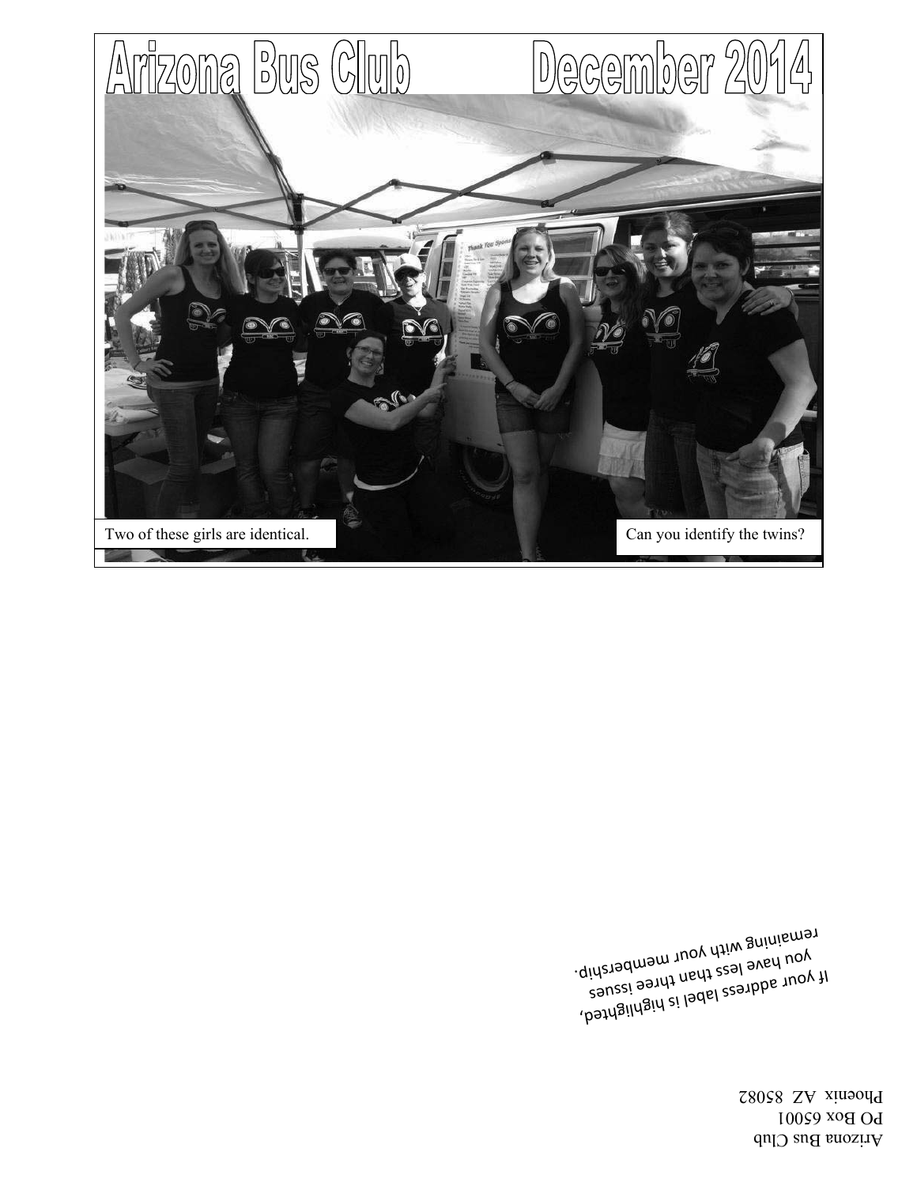# Arizona Bus Club December 2014

Two of these girls are identical.

Can you identify the twins?

If your address label is highlighted, you have less than three issues remaining with your membership.

Arizona Bus Club
PO Box 65001
Phoenix AZ 85082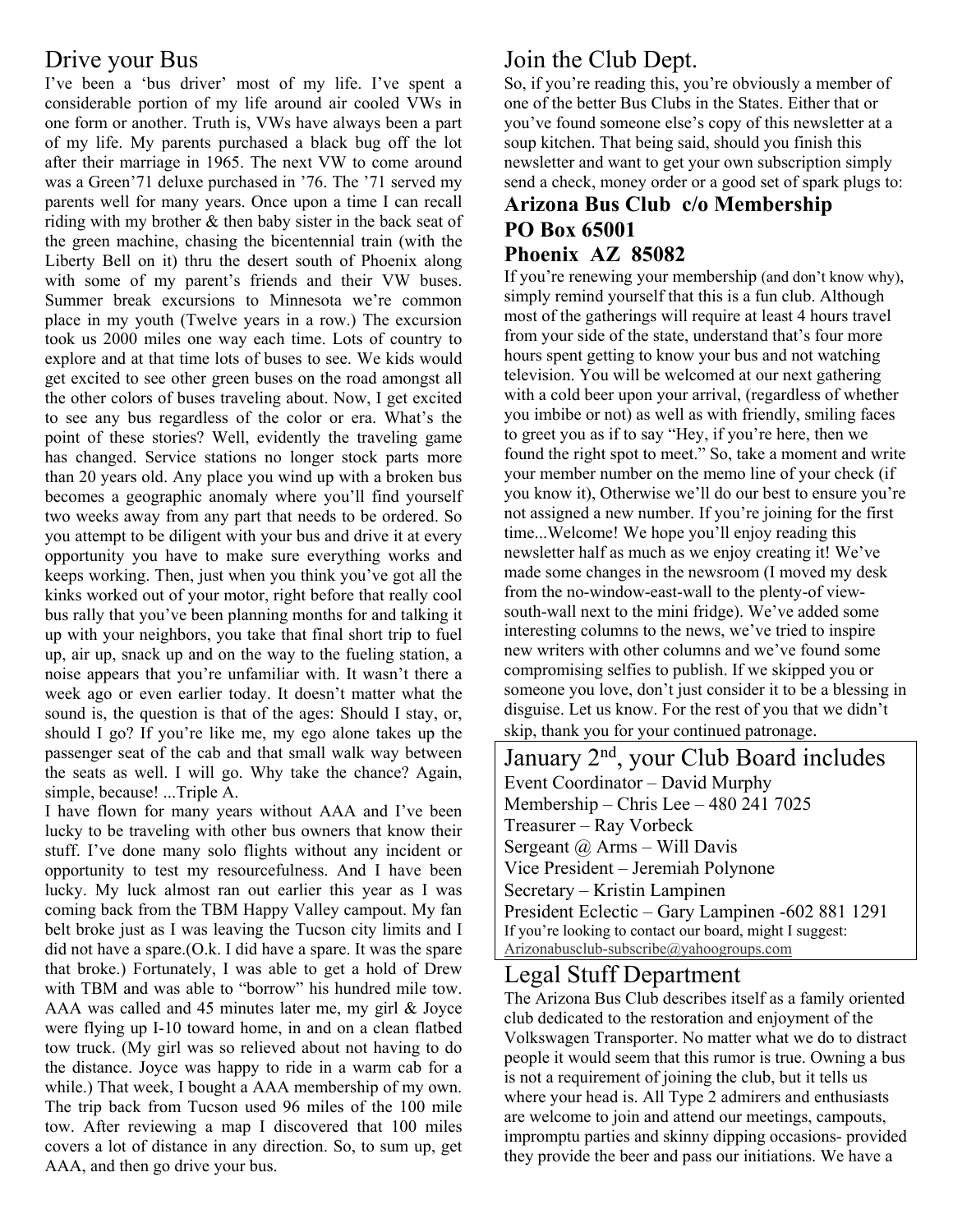## Drive your Bus

I've been a 'bus driver' most of my life. I've spent a considerable portion of my life around air cooled VWs in one form or another. Truth is, VWs have always been a part of my life. My parents purchased a black bug off the lot after their marriage in 1965. The next VW to come around was a Green'71 deluxe purchased in '76. The '71 served my parents well for many years. Once upon a time I can recall riding with my brother & then baby sister in the back seat of the green machine, chasing the bicentennial train (with the Liberty Bell on it) thru the desert south of Phoenix along with some of my parent's friends and their VW buses. Summer break excursions to Minnesota we're common place in my youth (Twelve years in a row.) The excursion took us 2000 miles one way each time. Lots of country to explore and at that time lots of buses to see. We kids would get excited to see other green buses on the road amongst all the other colors of buses traveling about. Now, I get excited to see any bus regardless of the color or era. What's the point of these stories? Well, evidently the traveling game has changed. Service stations no longer stock parts more than 20 years old. Any place you wind up with a broken bus becomes a geographic anomaly where you'll find yourself two weeks away from any part that needs to be ordered. So you attempt to be diligent with your bus and drive it at every opportunity you have to make sure everything works and keeps working. Then, just when you think you've got all the kinks worked out of your motor, right before that really cool bus rally that you've been planning months for and talking it up with your neighbors, you take that final short trip to fuel up, air up, snack up and on the way to the fueling station, a noise appears that you're unfamiliar with. It wasn't there a week ago or even earlier today. It doesn't matter what the sound is, the question is that of the ages: Should I stay, or, should I go? If you're like me, my ego alone takes up the passenger seat of the cab and that small walk way between the seats as well. I will go. Why take the chance? Again, simple, because! ...Triple A.

I have flown for many years without AAA and I've been lucky to be traveling with other bus owners that know their stuff. I've done many solo flights without any incident or opportunity to test my resourcefulness. And I have been lucky. My luck almost ran out earlier this year as I was coming back from the TBM Happy Valley campout. My fan belt broke just as I was leaving the Tucson city limits and I did not have a spare.(O.k. I did have a spare. It was the spare that broke.) Fortunately, I was able to get a hold of Drew with TBM and was able to "borrow" his hundred mile tow. AAA was called and 45 minutes later me, my girl & Joyce were flying up I-10 toward home, in and on a clean flatbed tow truck. (My girl was so relieved about not having to do the distance. Joyce was happy to ride in a warm cab for a while.) That week, I bought a AAA membership of my own. The trip back from Tucson used 96 miles of the 100 mile tow. After reviewing a map I discovered that 100 miles covers a lot of distance in any direction. So, to sum up, get AAA, and then go drive your bus.

## Join the Club Dept.

So, if you're reading this, you're obviously a member of one of the better Bus Clubs in the States. Either that or you've found someone else's copy of this newsletter at a soup kitchen. That being said, should you finish this newsletter and want to get your own subscription simply send a check, money order or a good set of spark plugs to:

**Arizona Bus Club c/o Membership**
**PO Box 65001**
**Phoenix AZ 85082**

If you're renewing your membership (and don't know why), simply remind yourself that this is a fun club. Although most of the gatherings will require at least 4 hours travel from your side of the state, understand that's four more hours spent getting to know your bus and not watching television. You will be welcomed at our next gathering with a cold beer upon your arrival, (regardless of whether you imbibe or not) as well as with friendly, smiling faces to greet you as if to say "Hey, if you're here, then we found the right spot to meet." So, take a moment and write your member number on the memo line of your check (if you know it), Otherwise we'll do our best to ensure you're not assigned a new number. If you're joining for the first time...Welcome! We hope you'll enjoy reading this newsletter half as much as we enjoy creating it! We've made some changes in the newsroom (I moved my desk from the no-window-east-wall to the plenty-of view-south-wall next to the mini fridge). We've added some interesting columns to the news, we've tried to inspire new writers with other columns and we've found some compromising selfies to publish. If we skipped you or someone you love, don't just consider it to be a blessing in disguise. Let us know. For the rest of you that we didn't skip, thank you for your continued patronage.

## January 2nd, your Club Board includes

Event Coordinator – David Murphy
Membership – Chris Lee – 480 241 7025
Treasurer – Ray Vorbeck
Sergeant @ Arms – Will Davis
Vice President – Jeremiah Polynone
Secretary – Kristin Lampinen
President Eclectic – Gary Lampinen -602 881 1291

If you're looking to contact our board, might I suggest: Arizonabusclub-subscribe@yahoogroups.com

## Legal Stuff Department

The Arizona Bus Club describes itself as a family oriented club dedicated to the restoration and enjoyment of the Volkswagen Transporter. No matter what we do to distract people it would seem that this rumor is true. Owning a bus is not a requirement of joining the club, but it tells us where your head is. All Type 2 admirers and enthusiasts are welcome to join and attend our meetings, campouts, impromptu parties and skinny dipping occasions- provided they provide the beer and pass our initiations. We have a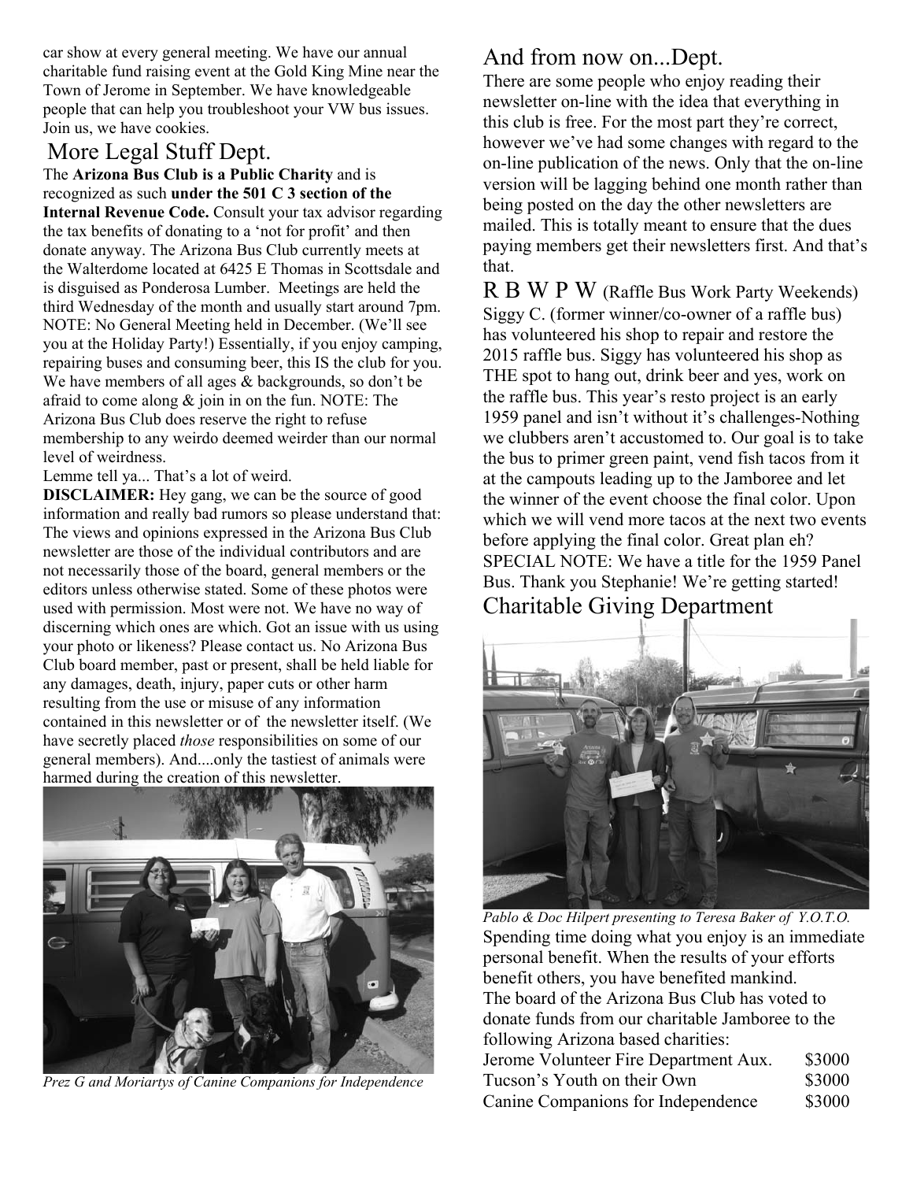car show at every general meeting. We have our annual charitable fund raising event at the Gold King Mine near the Town of Jerome in September. We have knowledgeable people that can help you troubleshoot your VW bus issues. Join us, we have cookies.

## More Legal Stuff Dept.

The **Arizona Bus Club is a Public Charity** and is recognized as such **under the 501 C 3 section of the Internal Revenue Code.** Consult your tax advisor regarding the tax benefits of donating to a 'not for profit' and then donate anyway. The Arizona Bus Club currently meets at the Walterdome located at 6425 E Thomas in Scottsdale and is disguised as Ponderosa Lumber. Meetings are held the third Wednesday of the month and usually start around 7pm. NOTE: No General Meeting held in December. (We'll see you at the Holiday Party!) Essentially, if you enjoy camping, repairing buses and consuming beer, this IS the club for you. We have members of all ages & backgrounds, so don't be afraid to come along & join in on the fun. NOTE: The Arizona Bus Club does reserve the right to refuse membership to any weirdo deemed weirder than our normal level of weirdness.

Lemme tell ya... That's a lot of weird.

**DISCLAIMER:** Hey gang, we can be the source of good information and really bad rumors so please understand that: The views and opinions expressed in the Arizona Bus Club newsletter are those of the individual contributors and are not necessarily those of the board, general members or the editors unless otherwise stated. Some of these photos were used with permission. Most were not. We have no way of discerning which ones are which. Got an issue with us using your photo or likeness? Please contact us. No Arizona Bus Club board member, past or present, shall be held liable for any damages, death, injury, paper cuts or other harm resulting from the use or misuse of any information contained in this newsletter or of the newsletter itself. (We have secretly placed *those* responsibilities on some of our general members). And....only the tastiest of animals were harmed during the creation of this newsletter.

*Prez G and Moriartys of Canine Companions for Independence*

## And from now on...Dept.

There are some people who enjoy reading their newsletter on-line with the idea that everything in this club is free. For the most part they're correct, however we've had some changes with regard to the on-line publication of the news. Only that the on-line version will be lagging behind one month rather than being posted on the day the other newsletters are mailed. This is totally meant to ensure that the dues paying members get their newsletters first. And that's that.

## R B W P W (Raffle Bus Work Party Weekends)

Siggy C. (former winner/co-owner of a raffle bus) has volunteered his shop to repair and restore the 2015 raffle bus. Siggy has volunteered his shop as THE spot to hang out, drink beer and yes, work on the raffle bus. This year's resto project is an early 1959 panel and isn't without it's challenges-Nothing we clubbers aren't accustomed to. Our goal is to take the bus to primer green paint, vend fish tacos from it at the campouts leading up to the Jamboree and let the winner of the event choose the final color. Upon which we will vend more tacos at the next two events before applying the final color. Great plan eh? SPECIAL NOTE: We have a title for the 1959 Panel Bus. Thank you Stephanie! We're getting started!

## Charitable Giving Department

*Pablo & Doc Hilpert presenting to Teresa Baker of Y.O.T.O.*

Spending time doing what you enjoy is an immediate personal benefit. When the results of your efforts benefit others, you have benefited mankind.

The board of the Arizona Bus Club has voted to donate funds from our charitable Jamboree to the following Arizona based charities:

| | |
|---|---|
| Jerome Volunteer Fire Department Aux. | $3000 |
| Tucson's Youth on their Own | $3000 |
| Canine Companions for Independence | $3000 |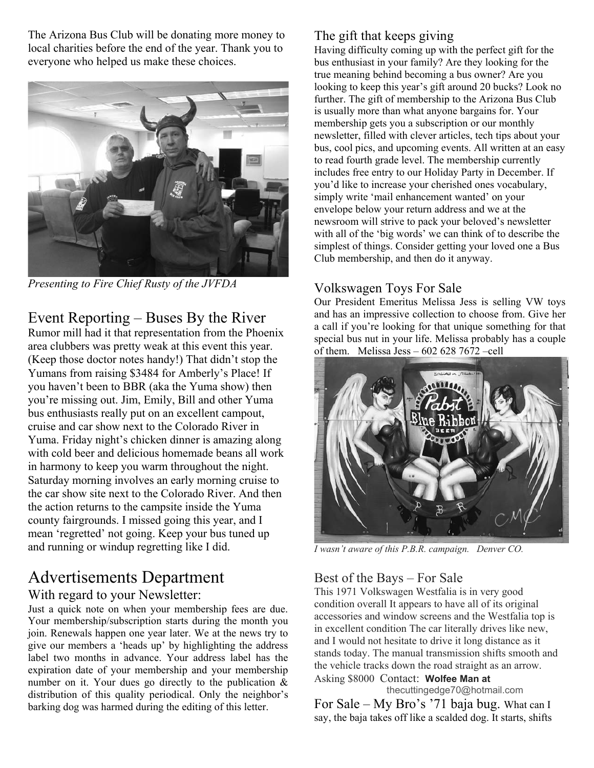The Arizona Bus Club will be donating more money to local charities before the end of the year. Thank you to everyone who helped us make these choices.

*Presenting to Fire Chief Rusty of the JVFDA*

## Event Reporting – Buses By the River

Rumor mill had it that representation from the Phoenix area clubbers was pretty weak at this event this year. (Keep those doctor notes handy!) That didn't stop the Yumans from raising $3484 for Amberly's Place! If you haven't been to BBR (aka the Yuma show) then you're missing out. Jim, Emily, Bill and other Yuma bus enthusiasts really put on an excellent campout, cruise and car show next to the Colorado River in Yuma. Friday night's chicken dinner is amazing along with cold beer and delicious homemade beans all work in harmony to keep you warm throughout the night. Saturday morning involves an early morning cruise to the car show site next to the Colorado River. And then the action returns to the campsite inside the Yuma county fairgrounds. I missed going this year, and I mean 'regretted' not going. Keep your bus tuned up and running or windup regretting like I did.

# Advertisements Department

### With regard to your Newsletter:

Just a quick note on when your membership fees are due. Your membership/subscription starts during the month you join. Renewals happen one year later. We at the news try to give our members a 'heads up' by highlighting the address label two months in advance. Your address label has the expiration date of your membership and your membership number on it. Your dues go directly to the publication & distribution of this quality periodical. Only the neighbor's barking dog was harmed during the editing of this letter.

### The gift that keeps giving

Having difficulty coming up with the perfect gift for the bus enthusiast in your family? Are they looking for the true meaning behind becoming a bus owner? Are you looking to keep this year's gift around 20 bucks? Look no further. The gift of membership to the Arizona Bus Club is usually more than what anyone bargains for. Your membership gets you a subscription or our monthly newsletter, filled with clever articles, tech tips about your bus, cool pics, and upcoming events. All written at an easy to read fourth grade level. The membership currently includes free entry to our Holiday Party in December. If you'd like to increase your cherished ones vocabulary, simply write 'mail enhancement wanted' on your envelope below your return address and we at the newsroom will strive to pack your beloved's newsletter with all of the 'big words' we can think of to describe the simplest of things. Consider getting your loved one a Bus Club membership, and then do it anyway.

### Volkswagen Toys For Sale

Our President Emeritus Melissa Jess is selling VW toys and has an impressive collection to choose from. Give her a call if you're looking for that unique something for that special bus nut in your life. Melissa probably has a couple of them. Melissa Jess – 602 628 7672 –cell

*I wasn't aware of this P.B.R. campaign. Denver CO.*

### Best of the Bays – For Sale

This 1971 Volkswagen Westfalia is in very good condition overall It appears to have all of its original accessories and window screens and the Westfalia top is in excellent condition The car literally drives like new, and I would not hesitate to drive it long distance as it stands today. The manual transmission shifts smooth and the vehicle tracks down the road straight as an arrow.

Asking $8000 Contact: **Wolfee Man at** thecuttingedge70@hotmail.com

For Sale – My Bro's '71 baja bug. What can I say, the baja takes off like a scalded dog. It starts, shifts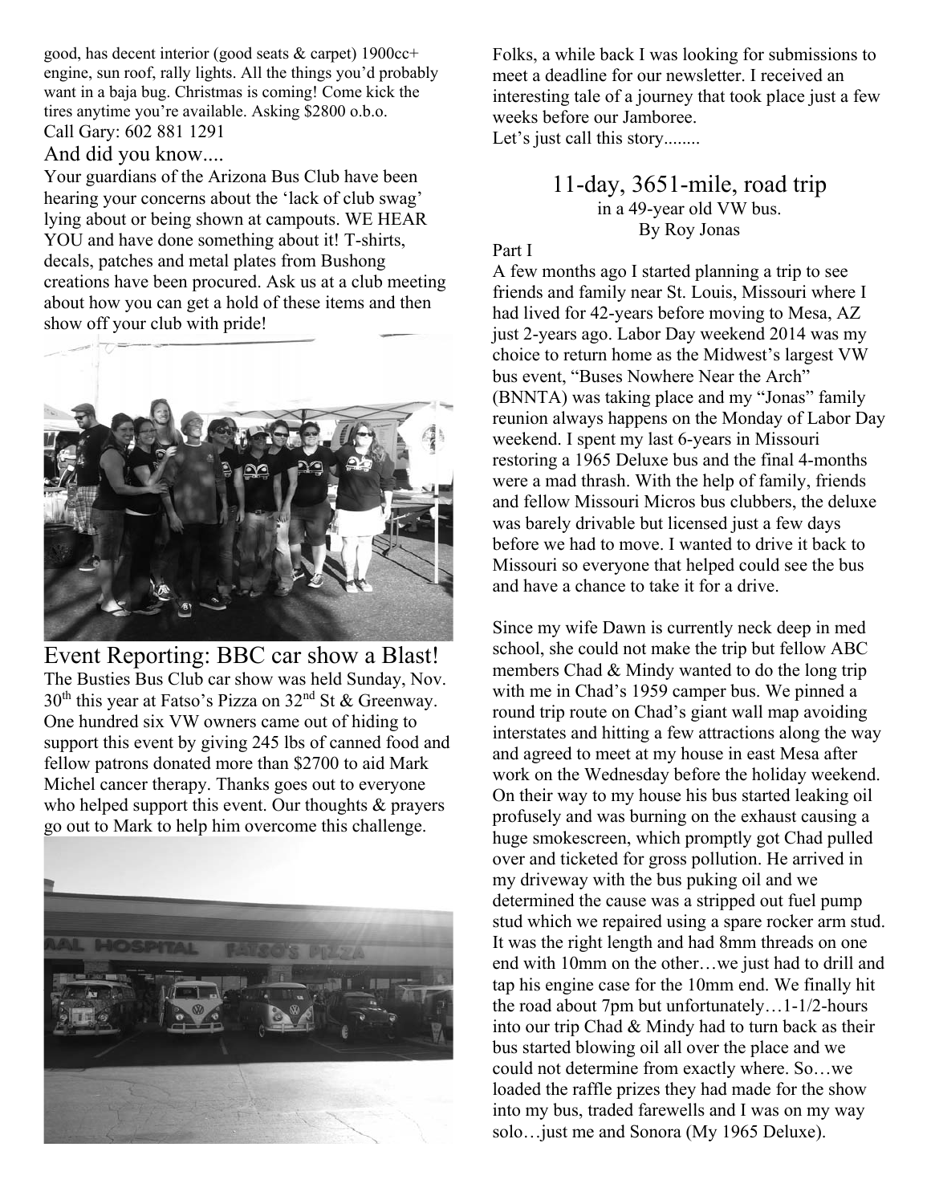good, has decent interior (good seats & carpet) 1900cc+ engine, sun roof, rally lights. All the things you'd probably want in a baja bug. Christmas is coming! Come kick the tires anytime you're available. Asking $2800 o.b.o. Call Gary: 602 881 1291

## And did you know....

Your guardians of the Arizona Bus Club have been hearing your concerns about the 'lack of club swag' lying about or being shown at campouts. WE HEAR YOU and have done something about it! T-shirts, decals, patches and metal plates from Bushong creations have been procured. Ask us at a club meeting about how you can get a hold of these items and then show off your club with pride!

## Event Reporting: BBC car show a Blast!

The Busties Bus Club car show was held Sunday, Nov. 30th this year at Fatso's Pizza on 32nd St & Greenway. One hundred six VW owners came out of hiding to support this event by giving 245 lbs of canned food and fellow patrons donated more than $2700 to aid Mark Michel cancer therapy. Thanks goes out to everyone who helped support this event. Our thoughts & prayers go out to Mark to help him overcome this challenge.

Folks, a while back I was looking for submissions to meet a deadline for our newsletter. I received an interesting tale of a journey that took place just a few weeks before our Jamboree.
Let's just call this story........

## 11-day, 3651-mile, road trip

in a 49-year old VW bus.
By Roy Jonas

Part I

A few months ago I started planning a trip to see friends and family near St. Louis, Missouri where I had lived for 42-years before moving to Mesa, AZ just 2-years ago. Labor Day weekend 2014 was my choice to return home as the Midwest's largest VW bus event, "Buses Nowhere Near the Arch" (BNNTA) was taking place and my "Jonas" family reunion always happens on the Monday of Labor Day weekend. I spent my last 6-years in Missouri restoring a 1965 Deluxe bus and the final 4-months were a mad thrash. With the help of family, friends and fellow Missouri Micros bus clubbers, the deluxe was barely drivable but licensed just a few days before we had to move. I wanted to drive it back to Missouri so everyone that helped could see the bus and have a chance to take it for a drive.

Since my wife Dawn is currently neck deep in med school, she could not make the trip but fellow ABC members Chad & Mindy wanted to do the long trip with me in Chad's 1959 camper bus. We pinned a round trip route on Chad's giant wall map avoiding interstates and hitting a few attractions along the way and agreed to meet at my house in east Mesa after work on the Wednesday before the holiday weekend. On their way to my house his bus started leaking oil profusely and was burning on the exhaust causing a huge smokescreen, which promptly got Chad pulled over and ticketed for gross pollution. He arrived in my driveway with the bus puking oil and we determined the cause was a stripped out fuel pump stud which we repaired using a spare rocker arm stud. It was the right length and had 8mm threads on one end with 10mm on the other…we just had to drill and tap his engine case for the 10mm end. We finally hit the road about 7pm but unfortunately…1-1/2-hours into our trip Chad & Mindy had to turn back as their bus started blowing oil all over the place and we could not determine from exactly where. So…we loaded the raffle prizes they had made for the show into my bus, traded farewells and I was on my way solo…just me and Sonora (My 1965 Deluxe).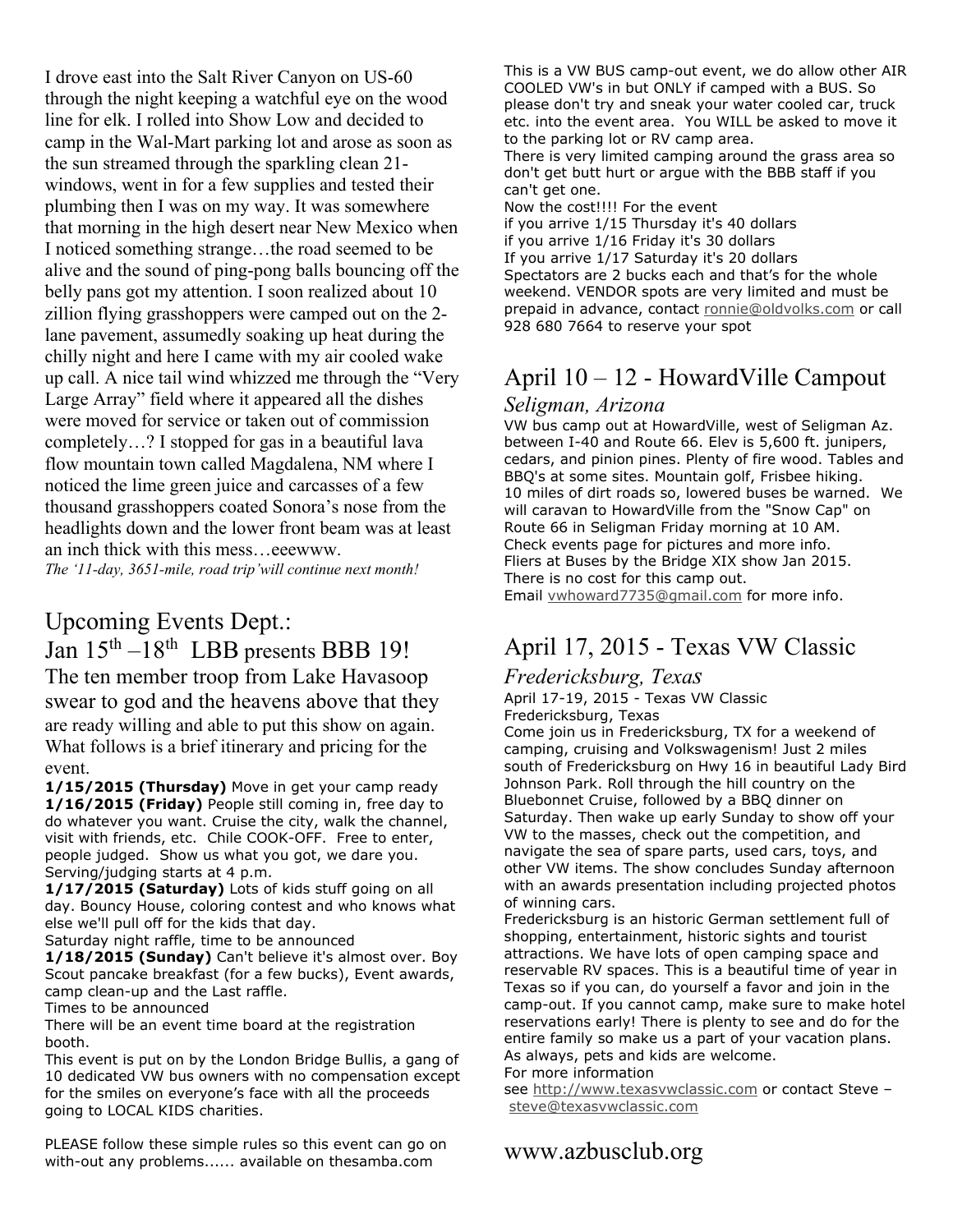I drove east into the Salt River Canyon on US-60 through the night keeping a watchful eye on the wood line for elk. I rolled into Show Low and decided to camp in the Wal-Mart parking lot and arose as soon as the sun streamed through the sparkling clean 21-windows, went in for a few supplies and tested their plumbing then I was on my way. It was somewhere that morning in the high desert near New Mexico when I noticed something strange…the road seemed to be alive and the sound of ping-pong balls bouncing off the belly pans got my attention. I soon realized about 10 zillion flying grasshoppers were camped out on the 2-lane pavement, assumedly soaking up heat during the chilly night and here I came with my air cooled wake up call. A nice tail wind whizzed me through the "Very Large Array" field where it appeared all the dishes were moved for service or taken out of commission completely…? I stopped for gas in a beautiful lava flow mountain town called Magdalena, NM where I noticed the lime green juice and carcasses of a few thousand grasshoppers coated Sonora's nose from the headlights down and the lower front beam was at least an inch thick with this mess…eeewww.

*The '11-day, 3651-mile, road trip'will continue next month!*

## Upcoming Events Dept.:

## Jan 15th –18th LBB presents BBB 19!

The ten member troop from Lake Havasoop swear to god and the heavens above that they are ready willing and able to put this show on again. What follows is a brief itinerary and pricing for the event.

**1/15/2015 (Thursday)** Move in get your camp ready
**1/16/2015 (Friday)** People still coming in, free day to do whatever you want. Cruise the city, walk the channel, visit with friends, etc. Chile COOK-OFF. Free to enter, people judged. Show us what you got, we dare you. Serving/judging starts at 4 p.m.
**1/17/2015 (Saturday)** Lots of kids stuff going on all day. Bouncy House, coloring contest and who knows what else we'll pull off for the kids that day.
Saturday night raffle, time to be announced
**1/18/2015 (Sunday)** Can't believe it's almost over. Boy Scout pancake breakfast (for a few bucks), Event awards, camp clean-up and the Last raffle.
Times to be announced
There will be an event time board at the registration booth.
This event is put on by the London Bridge Bullis, a gang of 10 dedicated VW bus owners with no compensation except for the smiles on everyone's face with all the proceeds going to LOCAL KIDS charities.

PLEASE follow these simple rules so this event can go on with-out any problems...... available on thesamba.com

This is a VW BUS camp-out event, we do allow other AIR COOLED VW's in but ONLY if camped with a BUS. So please don't try and sneak your water cooled car, truck etc. into the event area. You WILL be asked to move it to the parking lot or RV camp area.
There is very limited camping around the grass area so don't get butt hurt or argue with the BBB staff if you can't get one.
Now the cost!!!! For the event
if you arrive 1/15 Thursday it's 40 dollars
if you arrive 1/16 Friday it's 30 dollars
If you arrive 1/17 Saturday it's 20 dollars
Spectators are 2 bucks each and that's for the whole weekend. VENDOR spots are very limited and must be prepaid in advance, contact ronnie@oldvolks.com or call 928 680 7664 to reserve your spot

## April 10 – 12 - HowardVille Campout

*Seligman, Arizona*

VW bus camp out at HowardVille, west of Seligman Az. between I-40 and Route 66. Elev is 5,600 ft. junipers, cedars, and pinion pines. Plenty of fire wood. Tables and BBQ's at some sites. Mountain golf, Frisbee hiking.
10 miles of dirt roads so, lowered buses be warned. We will caravan to HowardVille from the "Snow Cap" on Route 66 in Seligman Friday morning at 10 AM.
Check events page for pictures and more info.
Fliers at Buses by the Bridge XIX show Jan 2015.
There is no cost for this camp out.
Email vwhoward7735@gmail.com for more info.

## April 17, 2015 - Texas VW Classic

*Fredericksburg, Texas*

April 17-19, 2015 - Texas VW Classic
Fredericksburg, Texas
Come join us in Fredericksburg, TX for a weekend of camping, cruising and Volkswagenism! Just 2 miles south of Fredericksburg on Hwy 16 in beautiful Lady Bird Johnson Park. Roll through the hill country on the Bluebonnet Cruise, followed by a BBQ dinner on Saturday. Then wake up early Sunday to show off your VW to the masses, check out the competition, and navigate the sea of spare parts, used cars, toys, and other VW items. The show concludes Sunday afternoon with an awards presentation including projected photos of winning cars.
Fredericksburg is an historic German settlement full of shopping, entertainment, historic sights and tourist attractions. We have lots of open camping space and reservable RV spaces. This is a beautiful time of year in Texas so if you can, do yourself a favor and join in the camp-out. If you cannot camp, make sure to make hotel reservations early! There is plenty to see and do for the entire family so make us a part of your vacation plans.
As always, pets and kids are welcome.
For more information
see http://www.texasvwclassic.com or contact Steve – steve@texasvwclassic.com

## www.azbusclub.org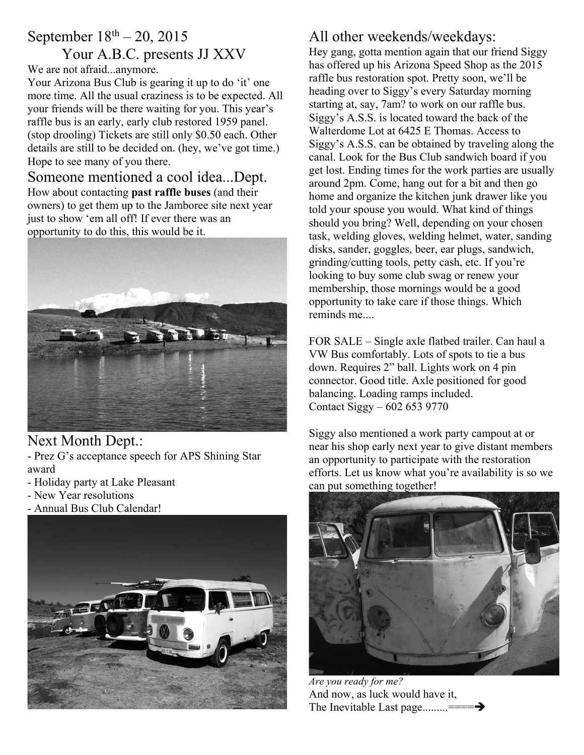## September 18th – 20, 2015

## Your A.B.C. presents JJ XXV

We are not afraid...anymore.

Your Arizona Bus Club is gearing it up to do 'it' one more time. All the usual craziness is to be expected. All your friends will be there waiting for you. This year's raffle bus is an early, early club restored 1959 panel. (stop drooling) Tickets are still only $0.50 each. Other details are still to be decided on. (hey, we've got time.) Hope to see many of you there.

## Someone mentioned a cool idea...Dept.

How about contacting **past raffle buses** (and their owners) to get them up to the Jamboree site next year just to show 'em all off! If ever there was an opportunity to do this, this would be it.

## Next Month Dept.:

- Prez G's acceptance speech for APS Shining Star award
- Holiday party at Lake Pleasant
- New Year resolutions
- Annual Bus Club Calendar!

## All other weekends/weekdays:

Hey gang, gotta mention again that our friend Siggy has offered up his Arizona Speed Shop as the 2015 raffle bus restoration spot. Pretty soon, we'll be heading over to Siggy's every Saturday morning starting at, say, 7am? to work on our raffle bus. Siggy's A.S.S. is located toward the back of the Walterdome Lot at 6425 E Thomas. Access to Siggy's A.S.S. can be obtained by traveling along the canal. Look for the Bus Club sandwich board if you get lost. Ending times for the work parties are usually around 2pm. Come, hang out for a bit and then go home and organize the kitchen junk drawer like you told your spouse you would. What kind of things should you bring? Well, depending on your chosen task, welding gloves, welding helmet, water, sanding disks, sander, goggles, beer, ear plugs, sandwich, grinding/cutting tools, petty cash, etc. If you're looking to buy some club swag or renew your membership, those mornings would be a good opportunity to take care if those things. Which reminds me....

FOR SALE – Single axle flatbed trailer. Can haul a VW Bus comfortably. Lots of spots to tie a bus down. Requires 2" ball. Lights work on 4 pin connector. Good title. Axle positioned for good balancing. Loading ramps included.
Contact Siggy – 602 653 9770

Siggy also mentioned a work party campout at or near his shop early next year to give distant members an opportunity to participate with the restoration efforts. Let us know what you're availability is so we can put something together!

*Are you ready for me?*

And now, as luck would have it,
The Inevitable Last page.........====➔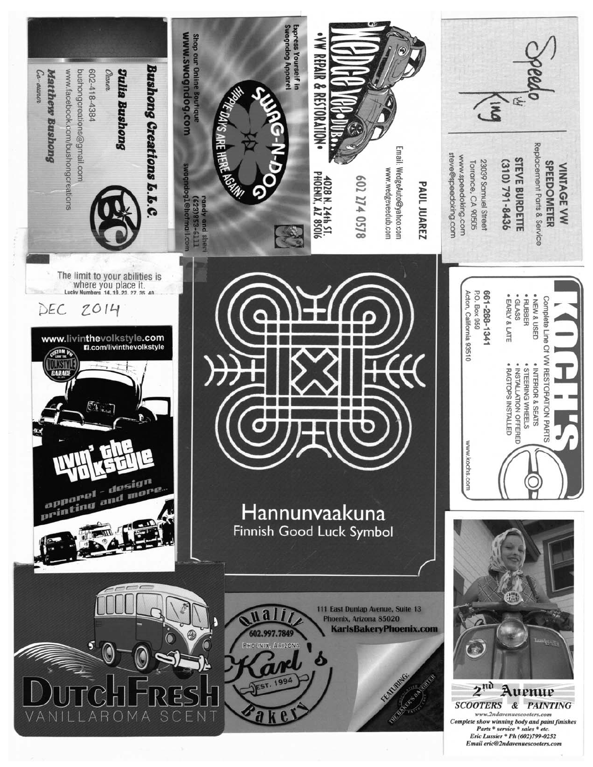Bushong Creations L.L.C.

Julia Bushong
Owner

602-418-4384
bushongcreations@gmail.com
www.facebook.com/bushongcreations

Matthew Bushong
Co-owner

Express Yourself in
Swagndog Apparel

SWAG-N-DOG

HIPPIE DAYS ARE HERE AGAIN!

Shop our Online Boutique
WWW.SWAGNDOG.COM

randy and sheri
(623)853-6111
swagndog1@hotmail.com

WedgeVee-Dub...

•VW REPAIR & RESTORATION•

PAUL JUAREZ

Email: WedgeAuto@yahoo.com
www.wedgeveedub.com

602 274 0578

4028 N. 24th ST.
PHOENIX, AZ 85016

Speedo King

VINTAGE VW
SPEEDOMETER
Replacement Parts & Service

STEVE BURDETTE
(310) 791-8436

23039 Samuel Street
Torrance, CA 90505
www.speedoking.com
steve@speedoking.com

The limit to your abilities is
where you place it.
Lucky Numbers 14, 19, 23, 27, 35, 40

DEC 2014

www.livinthevolkstyle.com
f.com/livinthevolkstyle

CUSTOM VW
VOLKSTYLE
GARAGE

livin' the volkstyle

apparel - design
printing and more...

Hannunvaakuna
Finnish Good Luck Symbol

KOCH'S

Complete Line Of VW RESTORATION PARTS

- NEW & USED
- RUBBER
- GLASS
- EARLY & LATE
- INTERIOR & SEATS
- STEERING WHEELS
- INSTALLATION OFFERED
- RAGTOPS INSTALLED

661-268-1341
P.O. Box 959
Acton, California 93510

www.kochs.com

DutchFresh
VANILLAROMA SCENT

Quality
602.997.7849
PHOENIX, ARIZONA
Karl's
EST. 1994
Bakery

111 East Dunlap Avenue, Suite 13
Phoenix, Arizona 85020
KarlsBakeryPhoenix.com

FEATURING:
THE BAKER'S DAUGHTER

2nd Avenue
SCOOTERS & PAINTING
www.2ndavenuescooters.com
Complete show winning body and paint finishes
Parts * service * sales * etc.
Eric Lussier * Ph (602)799-0252
Email eric@2ndavenuescooters.com